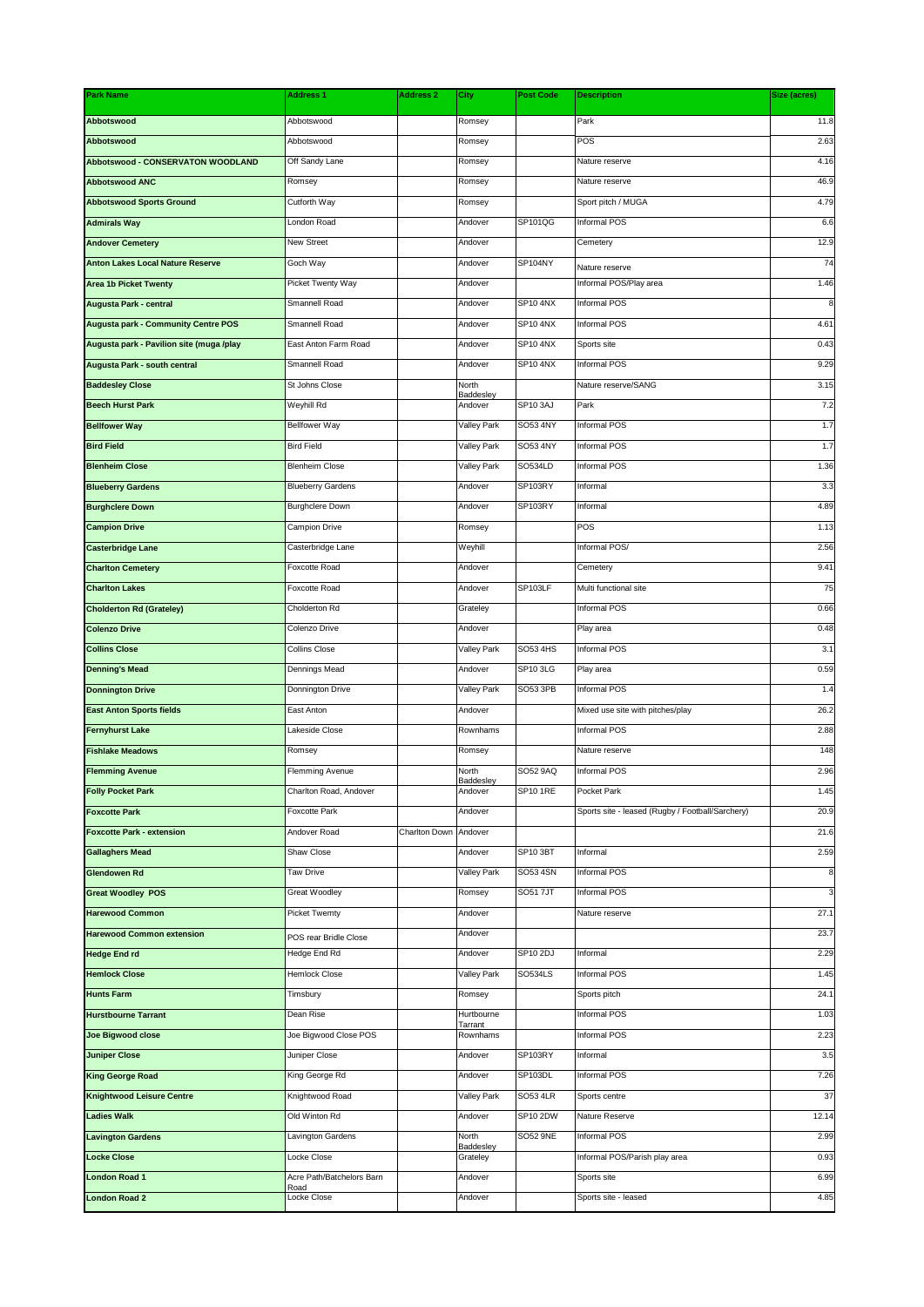| Park Name | Address 1 | Address 2 | City | Post Code | Description | Size (acres) |
|---|---|---|---|---|---|---|
| Abbotswood | Abbotswood | | Romsey | | Park | 11.8 |
| Abbotswood | Abbotswood | | Romsey | | POS | 2.63 |
| Abbotswood - CONSERVATON WOODLAND | Off Sandy Lane | | Romsey | | Nature reserve | 4.16 |
| Abbotswood ANC | Romsey | | Romsey | | Nature reserve | 46.9 |
| Abbotswood Sports Ground | Cutforth Way | | Romsey | | Sport pitch / MUGA | 4.79 |
| Admirals Way | London Road | | Andover | SP101QG | Informal POS | 6.6 |
| Andover Cemetery | New Street | | Andover | | Cemetery | 12.9 |
| Anton Lakes Local Nature Reserve | Goch Way | | Andover | SP104NY | Nature reserve | 74 |
| Area 1b Picket Twenty | Picket Twenty Way | | Andover | | Informal POS/Play area | 1.46 |
| Augusta Park - central | Smannell Road | | Andover | SP10 4NX | Informal POS | 8 |
| Augusta park - Community Centre POS | Smannell Road | | Andover | SP10 4NX | Informal POS | 4.61 |
| Augusta park - Pavilion site (muga /play | East Anton Farm Road | | Andover | SP10 4NX | Sports site | 0.43 |
| Augusta Park - south central | Smannell Road | | Andover | SP10 4NX | Informal POS | 9.29 |
| Baddesley Close | St Johns Close | | North Baddesley | | Nature reserve/SANG | 3.15 |
| Beech Hurst Park | Weyhill Rd | | Andover | SP10 3AJ | Park | 7.2 |
| Bellfower Way | Bellfower Way | | Valley Park | SO53 4NY | Informal POS | 1.7 |
| Bird Field | Bird Field | | Valley Park | SO53 4NY | Informal POS | 1.7 |
| Blenheim Close | Blenheim Close | | Valley Park | SO534LD | Informal POS | 1.36 |
| Blueberry Gardens | Blueberry Gardens | | Andover | SP103RY | Informal | 3.3 |
| Burghclere Down | Burghclere Down | | Andover | SP103RY | Informal | 4.89 |
| Campion Drive | Campion Drive | | Romsey | | POS | 1.13 |
| Casterbridge Lane | Casterbridge Lane | | Weyhill | | Informal POS/ | 2.56 |
| Charlton Cemetery | Foxcotte Road | | Andover | | Cemetery | 9.41 |
| Charlton Lakes | Foxcotte Road | | Andover | SP103LF | Multi functional site | 75 |
| Cholderton Rd (Grateley) | Cholderton Rd | | Grateley | | Informal POS | 0.66 |
| Colenzo Drive | Colenzo Drive | | Andover | | Play area | 0.48 |
| Collins Close | Collins Close | | Valley Park | SO53 4HS | Informal POS | 3.1 |
| Denning's Mead | Dennings Mead | | Andover | SP10 3LG | Play area | 0.59 |
| Donnington Drive | Donnington Drive | | Valley Park | SO53 3PB | Informal POS | 1.4 |
| East Anton Sports fields | East Anton | | Andover | | Mixed use site with pitches/play | 26.2 |
| Fernyhurst Lake | Lakeside Close | | Rownhams | | Informal POS | 2.88 |
| Fishlake Meadows | Romsey | | Romsey | | Nature reserve | 148 |
| Flemming Avenue | Flemming Avenue | | North Baddesley | SO52 9AQ | Informal POS | 2.96 |
| Folly Pocket Park | Charlton Road, Andover | | Andover | SP10 1RE | Pocket Park | 1.45 |
| Foxcotte Park | Foxcotte Park | | Andover | | Sports site - leased (Rugby / Football/Sarchery) | 20.9 |
| Foxcotte Park - extension | Andover Road | Charlton Down | Andover | | | 21.6 |
| Gallaghers Mead | Shaw Close | | Andover | SP10 3BT | Informal | 2.59 |
| Glendowen Rd | Taw Drive | | Valley Park | SO53 4SN | Informal POS | 8 |
| Great Woodley POS | Great Woodley | | Romsey | SO51 7JT | Informal POS | 3 |
| Harewood Common | Picket Twemty | | Andover | | Nature reserve | 27.1 |
| Harewood Common extension | POS rear Bridle Close | | Andover | | | 23.7 |
| Hedge End rd | Hedge End Rd | | Andover | SP10 2DJ | Informal | 2.29 |
| Hemlock Close | Hemlock Close | | Valley Park | SO534LS | Informal POS | 1.45 |
| Hunts Farm | Timsbury | | Romsey | | Sports pitch | 24.1 |
| Hurstbourne Tarrant | Dean Rise | | Hurtbourne Tarrant | | Informal POS | 1.03 |
| Joe Bigwood close | Joe Bigwood Close POS | | Rownhams | | Informal POS | 2.23 |
| Juniper Close | Juniper Close | | Andover | SP103RY | Informal | 3.5 |
| King George Road | King George Rd | | Andover | SP103DL | Informal POS | 7.26 |
| Knightwood Leisure Centre | Knightwood Road | | Valley Park | SO53 4LR | Sports centre | 37 |
| Ladies Walk | Old Winton Rd | | Andover | SP10 2DW | Nature Reserve | 12.14 |
| Lavington Gardens | Lavington Gardens | | North Baddesley | SO52 9NE | Informal POS | 2.99 |
| Locke Close | Locke Close | | Grateley | | Informal POS/Parish play area | 0.93 |
| London Road 1 | Acre Path/Batchelors Barn Road | | Andover | | Sports site | 6.99 |
| London Road 2 | Locke Close | | Andover | | Sports site - leased | 4.85 |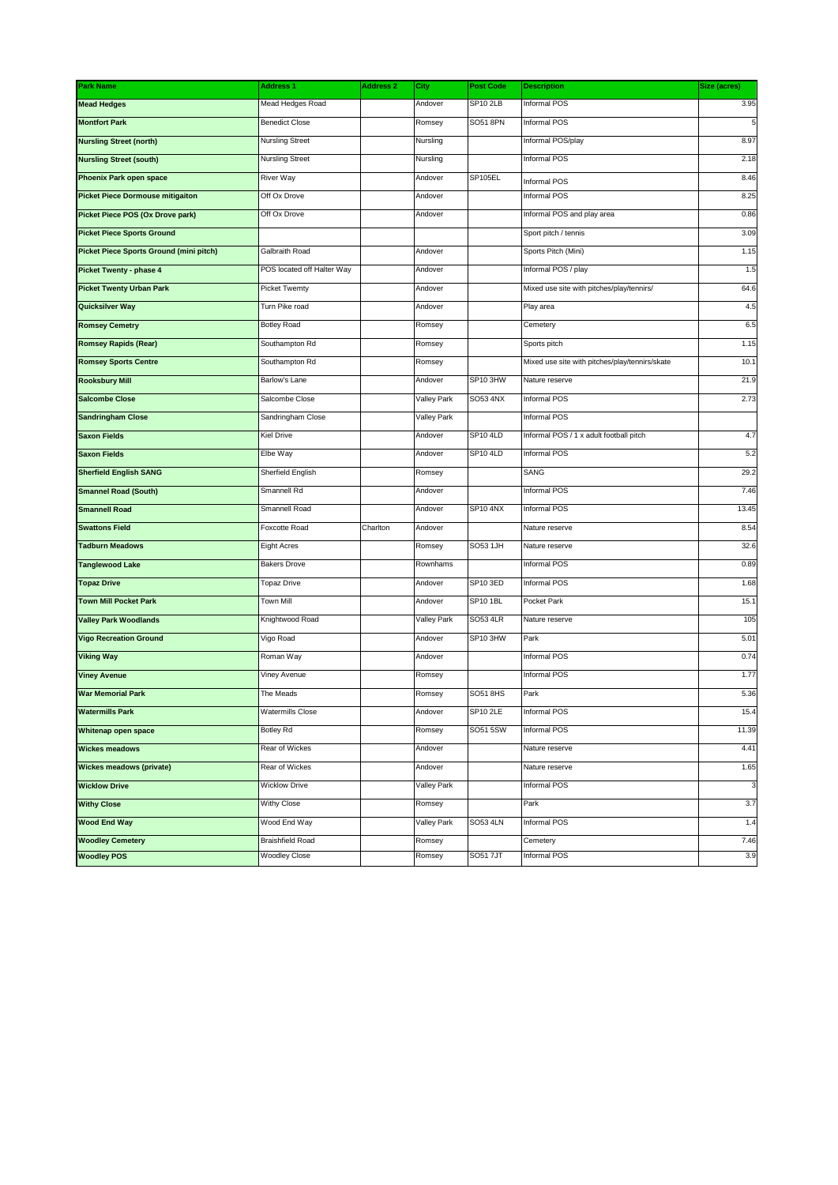| Park Name | Address 1 | Address 2 | City | Post Code | Description | Size (acres) |
|---|---|---|---|---|---|---|
| **Mead Hedges** | Mead Hedges Road | | Andover | SP10 2LB | Informal POS | 3.95 |
| **Montfort Park** | Benedict Close | | Romsey | SO51 8PN | Informal POS | 5 |
| **Nursling Street (north)** | Nursling Street | | Nursling | | Informal POS/play | 8.97 |
| **Nursling Street (south)** | Nursling Street | | Nursling | | Informal POS | 2.18 |
| **Phoenix Park open space** | River Way | | Andover | SP105EL | Informal POS | 8.46 |
| **Picket Piece Dormouse mitigaiton** | Off Ox Drove | | Andover | | Informal POS | 8.25 |
| **Picket Piece POS (Ox Drove park)** | Off Ox Drove | | Andover | | Informal POS and play area | 0.86 |
| **Picket Piece Sports Ground** | | | | | Sport pitch / tennis | 3.09 |
| **Picket Piece Sports Ground (mini pitch)** | Galbraith Road | | Andover | | Sports Pitch (Mini) | 1.15 |
| **Picket Twenty - phase 4** | POS located off Halter Way | | Andover | | Informal POS / play | 1.5 |
| **Picket Twenty Urban Park** | Picket Twenty | | Andover | | Mixed use site with pitches/play/tennis/ | 64.6 |
| **Quicksilver Way** | Turn Pike road | | Andover | | Play area | 4.5 |
| **Romsey Cemetry** | Botley Road | | Romsey | | Cemetery | 6.5 |
| **Romsey Rapids (Rear)** | Southampton Rd | | Romsey | | Sports pitch | 1.15 |
| **Romsey Sports Centre** | Southampton Rd | | Romsey | | Mixed use site with pitches/play/tennis/skate | 10.1 |
| **Rooksbury Mill** | Barlow's Lane | | Andover | SP10 3HW | Nature reserve | 21.9 |
| **Salcombe Close** | Salcombe Close | | Valley Park | SO53 4NX | Informal POS | 2.73 |
| **Sandringham Close** | Sandringham Close | | Valley Park | | Informal POS | |
| **Saxon Fields** | Kiel Drive | | Andover | SP10 4LD | Informal POS / 1 x adult football pitch | 4.7 |
| **Saxon Fields** | Elbe Way | | Andover | SP10 4LD | Informal POS | 5.2 |
| **Sherfield English SANG** | Sherfield English | | Romsey | | SANG | 29.2 |
| **Smannel Road (South)** | Smannell Rd | | Andover | | Informal POS | 7.46 |
| **Smannell Road** | Smannell Road | | Andover | SP10 4NX | Informal POS | 13.45 |
| **Swattons Field** | Foxcotte Road | Charlton | Andover | | Nature reserve | 8.54 |
| **Tadburn Meadows** | Eight Acres | | Romsey | SO53 1JH | Nature reserve | 32.6 |
| **Tanglewood Lake** | Bakers Drove | | Rownhams | | Informal POS | 0.89 |
| **Topaz Drive** | Topaz Drive | | Andover | SP10 3ED | Informal POS | 1.68 |
| **Town Mill Pocket Park** | Town Mill | | Andover | SP10 1BL | Pocket Park | 15.1 |
| **Valley Park Woodlands** | Knightwood Road | | Valley Park | SO53 4LR | Nature reserve | 105 |
| **Vigo Recreation Ground** | Vigo Road | | Andover | SP10 3HW | Park | 5.01 |
| **Viking Way** | Roman Way | | Andover | | Informal POS | 0.74 |
| **Viney Avenue** | Viney Avenue | | Romsey | | Informal POS | 1.77 |
| **War Memorial Park** | The Meads | | Romsey | SO51 8HS | Park | 5.36 |
| **Watermills Park** | Watermills Close | | Andover | SP10 2LE | Informal POS | 15.4 |
| **Whitenap open space** | Botley Rd | | Romsey | SO51 5SW | Informal POS | 11.39 |
| **Wickes meadows** | Rear of Wickes | | Andover | | Nature reserve | 4.41 |
| **Wickes meadows (private)** | Rear of Wickes | | Andover | | Nature reserve | 1.65 |
| **Wicklow Drive** | Wicklow Drive | | Valley Park | | Informal POS | 3 |
| **Withy Close** | Withy Close | | Romsey | | Park | 3.7 |
| **Wood End Way** | Wood End Way | | Valley Park | SO53 4LN | Informal POS | 1.4 |
| **Woodley Cemetery** | Braishfield Road | | Romsey | | Cemetery | 7.46 |
| **Woodley POS** | Woodley Close | | Romsey | SO51 7JT | Informal POS | 3.9 |